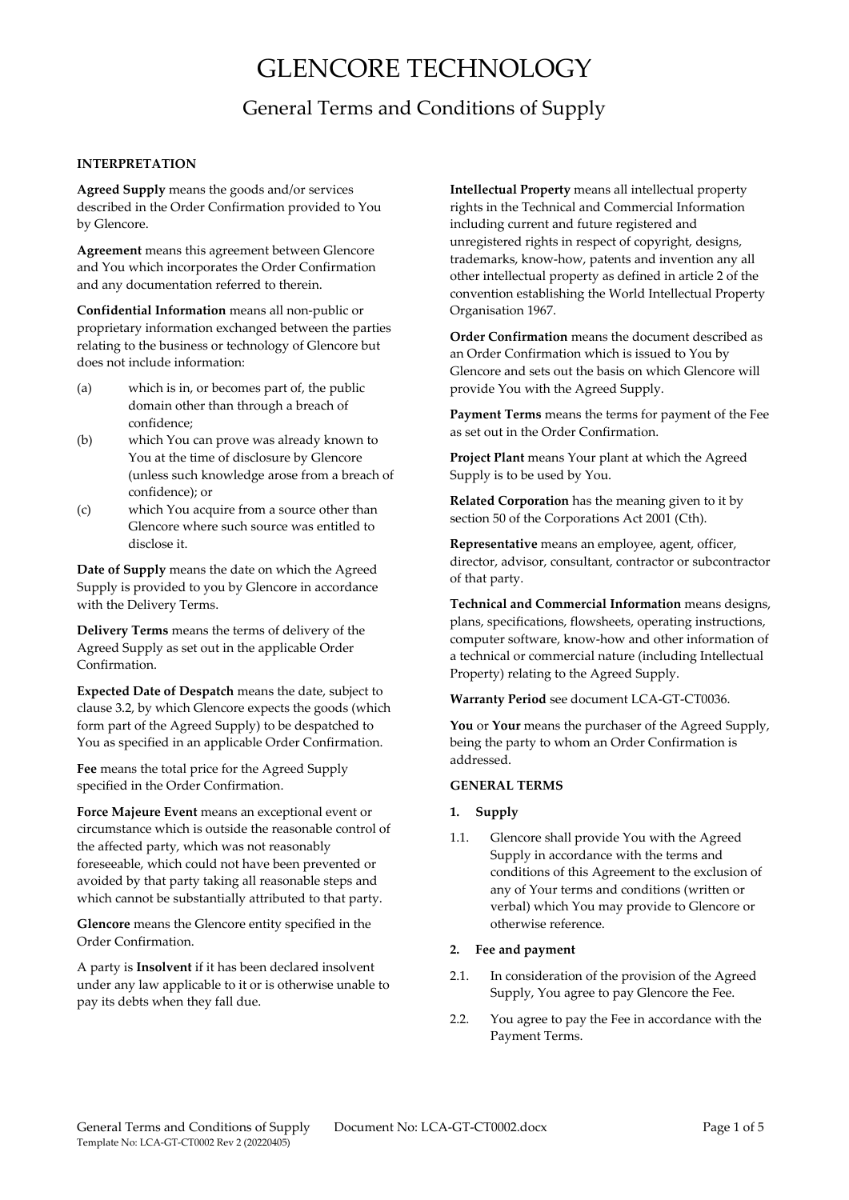# GLENCORE TECHNOLOGY

## General Terms and Conditions of Supply

**INTERPRETATION**

**Agreed Supply** means the goods and/or services described in the Order Confirmation provided to You by Glencore.

**Agreement** means this agreement between Glencore and You which incorporates the Order Confirmation and any documentation referred to therein.

**Confidential Information** means all non-public or proprietary information exchanged between the parties relating to the business or technology of Glencore but does not include information:

(a) which is in, or becomes part of, the public domain other than through a breach of confidence;

(b) which You can prove was already known to You at the time of disclosure by Glencore (unless such knowledge arose from a breach of confidence); or

(c) which You acquire from a source other than Glencore where such source was entitled to disclose it.

**Date of Supply** means the date on which the Agreed Supply is provided to you by Glencore in accordance with the Delivery Terms.

**Delivery Terms** means the terms of delivery of the Agreed Supply as set out in the applicable Order Confirmation.

**Expected Date of Despatch** means the date, subject to clause 3.2, by which Glencore expects the goods (which form part of the Agreed Supply) to be despatched to You as specified in an applicable Order Confirmation.

**Fee** means the total price for the Agreed Supply specified in the Order Confirmation.

**Force Majeure Event** means an exceptional event or circumstance which is outside the reasonable control of the affected party, which was not reasonably foreseeable, which could not have been prevented or avoided by that party taking all reasonable steps and which cannot be substantially attributed to that party.

**Glencore** means the Glencore entity specified in the Order Confirmation.

A party is **Insolvent** if it has been declared insolvent under any law applicable to it or is otherwise unable to pay its debts when they fall due.

**Intellectual Property** means all intellectual property rights in the Technical and Commercial Information including current and future registered and unregistered rights in respect of copyright, designs, trademarks, know-how, patents and invention any all other intellectual property as defined in article 2 of the convention establishing the World Intellectual Property Organisation 1967.

**Order Confirmation** means the document described as an Order Confirmation which is issued to You by Glencore and sets out the basis on which Glencore will provide You with the Agreed Supply.

**Payment Terms** means the terms for payment of the Fee as set out in the Order Confirmation.

**Project Plant** means Your plant at which the Agreed Supply is to be used by You.

**Related Corporation** has the meaning given to it by section 50 of the Corporations Act 2001 (Cth).

**Representative** means an employee, agent, officer, director, advisor, consultant, contractor or subcontractor of that party.

**Technical and Commercial Information** means designs, plans, specifications, flowsheets, operating instructions, computer software, know-how and other information of a technical or commercial nature (including Intellectual Property) relating to the Agreed Supply.

**Warranty Period** see document LCA-GT-CT0036.

**You** or **Your** means the purchaser of the Agreed Supply, being the party to whom an Order Confirmation is addressed.

**GENERAL TERMS**

**1. Supply**

1.1. Glencore shall provide You with the Agreed Supply in accordance with the terms and conditions of this Agreement to the exclusion of any of Your terms and conditions (written or verbal) which You may provide to Glencore or otherwise reference.

**2. Fee and payment**

2.1. In consideration of the provision of the Agreed Supply, You agree to pay Glencore the Fee.

2.2. You agree to pay the Fee in accordance with the Payment Terms.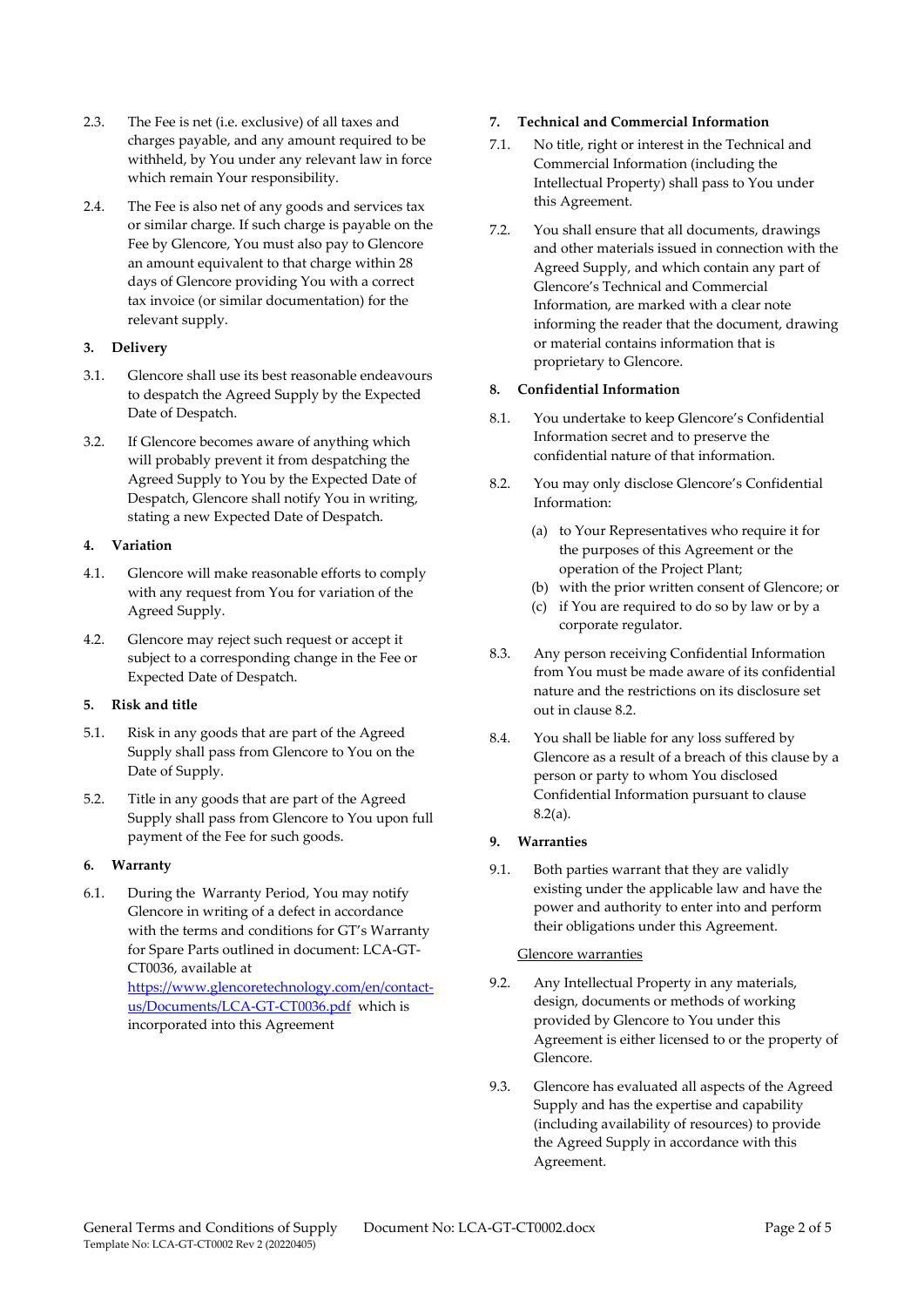2.3. The Fee is net (i.e. exclusive) of all taxes and charges payable, and any amount required to be withheld, by You under any relevant law in force which remain Your responsibility.

2.4. The Fee is also net of any goods and services tax or similar charge. If such charge is payable on the Fee by Glencore, You must also pay to Glencore an amount equivalent to that charge within 28 days of Glencore providing You with a correct tax invoice (or similar documentation) for the relevant supply.

## 3. Delivery

3.1. Glencore shall use its best reasonable endeavours to despatch the Agreed Supply by the Expected Date of Despatch.

3.2. If Glencore becomes aware of anything which will probably prevent it from despatching the Agreed Supply to You by the Expected Date of Despatch, Glencore shall notify You in writing, stating a new Expected Date of Despatch.

## 4. Variation

4.1. Glencore will make reasonable efforts to comply with any request from You for variation of the Agreed Supply.

4.2. Glencore may reject such request or accept it subject to a corresponding change in the Fee or Expected Date of Despatch.

## 5. Risk and title

5.1. Risk in any goods that are part of the Agreed Supply shall pass from Glencore to You on the Date of Supply.

5.2. Title in any goods that are part of the Agreed Supply shall pass from Glencore to You upon full payment of the Fee for such goods.

## 6. Warranty

6.1. During the Warranty Period, You may notify Glencore in writing of a defect in accordance with the terms and conditions for GT's Warranty for Spare Parts outlined in document: LCA-GT-CT0036, available at [https://www.glencoretechnology.com/en/contact-us/Documents/LCA-GT-CT0036.pdf](https://www.glencoretechnology.com/en/contact-us/Documents/LCA-GT-CT0036.pdf) which is incorporated into this Agreement

## 7. Technical and Commercial Information

7.1. No title, right or interest in the Technical and Commercial Information (including the Intellectual Property) shall pass to You under this Agreement.

7.2. You shall ensure that all documents, drawings and other materials issued in connection with the Agreed Supply, and which contain any part of Glencore's Technical and Commercial Information, are marked with a clear note informing the reader that the document, drawing or material contains information that is proprietary to Glencore.

## 8. Confidential Information

8.1. You undertake to keep Glencore's Confidential Information secret and to preserve the confidential nature of that information.

8.2. You may only disclose Glencore's Confidential Information:

(a) to Your Representatives who require it for the purposes of this Agreement or the operation of the Project Plant;
(b) with the prior written consent of Glencore; or
(c) if You are required to do so by law or by a corporate regulator.

8.3. Any person receiving Confidential Information from You must be made aware of its confidential nature and the restrictions on its disclosure set out in clause 8.2.

8.4. You shall be liable for any loss suffered by Glencore as a result of a breach of this clause by a person or party to whom You disclosed Confidential Information pursuant to clause 8.2(a).

## 9. Warranties

9.1. Both parties warrant that they are validly existing under the applicable law and have the power and authority to enter into and perform their obligations under this Agreement.

Glencore warranties

9.2. Any Intellectual Property in any materials, design, documents or methods of working provided by Glencore to You under this Agreement is either licensed to or the property of Glencore.

9.3. Glencore has evaluated all aspects of the Agreed Supply and has the expertise and capability (including availability of resources) to provide the Agreed Supply in accordance with this Agreement.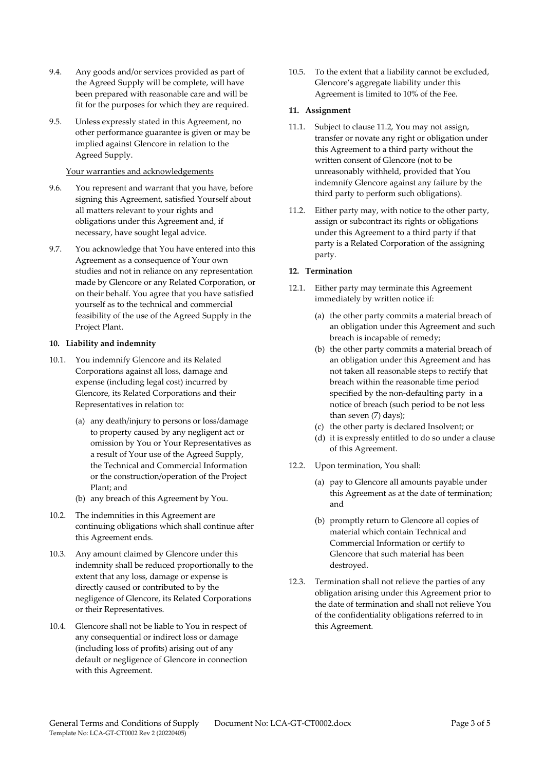9.4. Any goods and/or services provided as part of the Agreed Supply will be complete, will have been prepared with reasonable care and will be fit for the purposes for which they are required.

9.5. Unless expressly stated in this Agreement, no other performance guarantee is given or may be implied against Glencore in relation to the Agreed Supply.

<u>Your warranties and acknowledgements</u>

9.6. You represent and warrant that you have, before signing this Agreement, satisfied Yourself about all matters relevant to your rights and obligations under this Agreement and, if necessary, have sought legal advice.

9.7. You acknowledge that You have entered into this Agreement as a consequence of Your own studies and not in reliance on any representation made by Glencore or any Related Corporation, or on their behalf. You agree that you have satisfied yourself as to the technical and commercial feasibility of the use of the Agreed Supply in the Project Plant.

**10. Liability and indemnity**

10.1. You indemnify Glencore and its Related Corporations against all loss, damage and expense (including legal cost) incurred by Glencore, its Related Corporations and their Representatives in relation to:

(a) any death/injury to persons or loss/damage to property caused by any negligent act or omission by You or Your Representatives as a result of Your use of the Agreed Supply, the Technical and Commercial Information or the construction/operation of the Project Plant; and

(b) any breach of this Agreement by You.

10.2. The indemnities in this Agreement are continuing obligations which shall continue after this Agreement ends.

10.3. Any amount claimed by Glencore under this indemnity shall be reduced proportionally to the extent that any loss, damage or expense is directly caused or contributed to by the negligence of Glencore, its Related Corporations or their Representatives.

10.4. Glencore shall not be liable to You in respect of any consequential or indirect loss or damage (including loss of profits) arising out of any default or negligence of Glencore in connection with this Agreement.

10.5. To the extent that a liability cannot be excluded, Glencore's aggregate liability under this Agreement is limited to 10% of the Fee.

**11. Assignment**

11.1. Subject to clause 11.2, You may not assign, transfer or novate any right or obligation under this Agreement to a third party without the written consent of Glencore (not to be unreasonably withheld, provided that You indemnify Glencore against any failure by the third party to perform such obligations).

11.2. Either party may, with notice to the other party, assign or subcontract its rights or obligations under this Agreement to a third party if that party is a Related Corporation of the assigning party.

**12. Termination**

12.1. Either party may terminate this Agreement immediately by written notice if:

(a) the other party commits a material breach of an obligation under this Agreement and such breach is incapable of remedy;

(b) the other party commits a material breach of an obligation under this Agreement and has not taken all reasonable steps to rectify that breach within the reasonable time period specified by the non-defaulting party in a notice of breach (such period to be not less than seven (7) days);

(c) the other party is declared Insolvent; or

(d) it is expressly entitled to do so under a clause of this Agreement.

12.2. Upon termination, You shall:

(a) pay to Glencore all amounts payable under this Agreement as at the date of termination; and

(b) promptly return to Glencore all copies of material which contain Technical and Commercial Information or certify to Glencore that such material has been destroyed.

12.3. Termination shall not relieve the parties of any obligation arising under this Agreement prior to the date of termination and shall not relieve You of the confidentiality obligations referred to in this Agreement.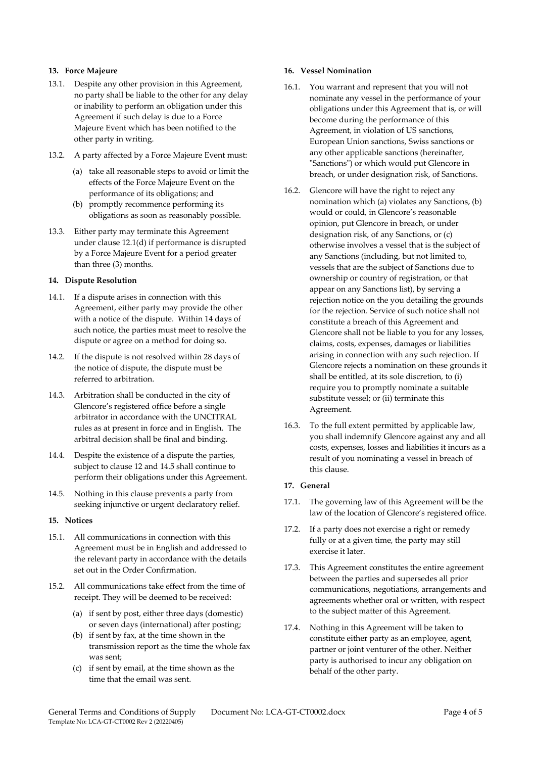**13. Force Majeure**

13.1. Despite any other provision in this Agreement, no party shall be liable to the other for any delay or inability to perform an obligation under this Agreement if such delay is due to a Force Majeure Event which has been notified to the other party in writing.

13.2. A party affected by a Force Majeure Event must:

(a) take all reasonable steps to avoid or limit the effects of the Force Majeure Event on the performance of its obligations; and

(b) promptly recommence performing its obligations as soon as reasonably possible.

13.3. Either party may terminate this Agreement under clause 12.1(d) if performance is disrupted by a Force Majeure Event for a period greater than three (3) months.

**14. Dispute Resolution**

14.1. If a dispute arises in connection with this Agreement, either party may provide the other with a notice of the dispute. Within 14 days of such notice, the parties must meet to resolve the dispute or agree on a method for doing so.

14.2. If the dispute is not resolved within 28 days of the notice of dispute, the dispute must be referred to arbitration.

14.3. Arbitration shall be conducted in the city of Glencore's registered office before a single arbitrator in accordance with the UNCITRAL rules as at present in force and in English. The arbitral decision shall be final and binding.

14.4. Despite the existence of a dispute the parties, subject to clause 12 and 14.5 shall continue to perform their obligations under this Agreement.

14.5. Nothing in this clause prevents a party from seeking injunctive or urgent declaratory relief.

**15. Notices**

15.1. All communications in connection with this Agreement must be in English and addressed to the relevant party in accordance with the details set out in the Order Confirmation.

15.2. All communications take effect from the time of receipt. They will be deemed to be received:

(a) if sent by post, either three days (domestic) or seven days (international) after posting;

(b) if sent by fax, at the time shown in the transmission report as the time the whole fax was sent;

(c) if sent by email, at the time shown as the time that the email was sent.

**16. Vessel Nomination**

16.1. You warrant and represent that you will not nominate any vessel in the performance of your obligations under this Agreement that is, or will become during the performance of this Agreement, in violation of US sanctions, European Union sanctions, Swiss sanctions or any other applicable sanctions (hereinafter, "Sanctions") or which would put Glencore in breach, or under designation risk, of Sanctions.

16.2. Glencore will have the right to reject any nomination which (a) violates any Sanctions, (b) would or could, in Glencore's reasonable opinion, put Glencore in breach, or under designation risk, of any Sanctions, or (c) otherwise involves a vessel that is the subject of any Sanctions (including, but not limited to, vessels that are the subject of Sanctions due to ownership or country of registration, or that appear on any Sanctions list), by serving a rejection notice on the you detailing the grounds for the rejection. Service of such notice shall not constitute a breach of this Agreement and Glencore shall not be liable to you for any losses, claims, costs, expenses, damages or liabilities arising in connection with any such rejection. If Glencore rejects a nomination on these grounds it shall be entitled, at its sole discretion, to (i) require you to promptly nominate a suitable substitute vessel; or (ii) terminate this Agreement.

16.3. To the full extent permitted by applicable law, you shall indemnify Glencore against any and all costs, expenses, losses and liabilities it incurs as a result of you nominating a vessel in breach of this clause.

**17. General**

17.1. The governing law of this Agreement will be the law of the location of Glencore's registered office.

17.2. If a party does not exercise a right or remedy fully or at a given time, the party may still exercise it later.

17.3. This Agreement constitutes the entire agreement between the parties and supersedes all prior communications, negotiations, arrangements and agreements whether oral or written, with respect to the subject matter of this Agreement.

17.4. Nothing in this Agreement will be taken to constitute either party as an employee, agent, partner or joint venturer of the other. Neither party is authorised to incur any obligation on behalf of the other party.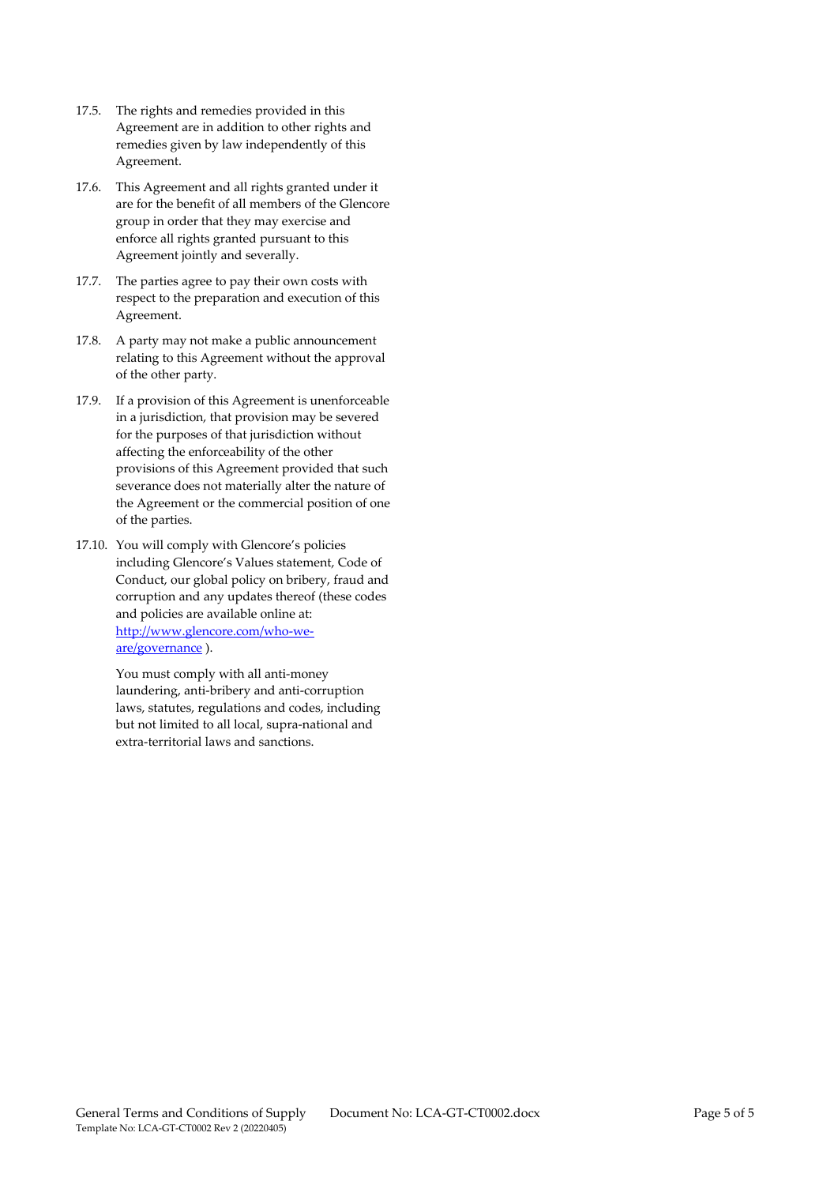17.5. The rights and remedies provided in this Agreement are in addition to other rights and remedies given by law independently of this Agreement.

17.6. This Agreement and all rights granted under it are for the benefit of all members of the Glencore group in order that they may exercise and enforce all rights granted pursuant to this Agreement jointly and severally.

17.7. The parties agree to pay their own costs with respect to the preparation and execution of this Agreement.

17.8. A party may not make a public announcement relating to this Agreement without the approval of the other party.

17.9. If a provision of this Agreement is unenforceable in a jurisdiction, that provision may be severed for the purposes of that jurisdiction without affecting the enforceability of the other provisions of this Agreement provided that such severance does not materially alter the nature of the Agreement or the commercial position of one of the parties.

17.10. You will comply with Glencore's policies including Glencore's Values statement, Code of Conduct, our global policy on bribery, fraud and corruption and any updates thereof (these codes and policies are available online at: [http://www.glencore.com/who-we-are/governance](http://www.glencore.com/who-we-are/governance) ).

You must comply with all anti-money laundering, anti-bribery and anti-corruption laws, statutes, regulations and codes, including but not limited to all local, supra-national and extra-territorial laws and sanctions.